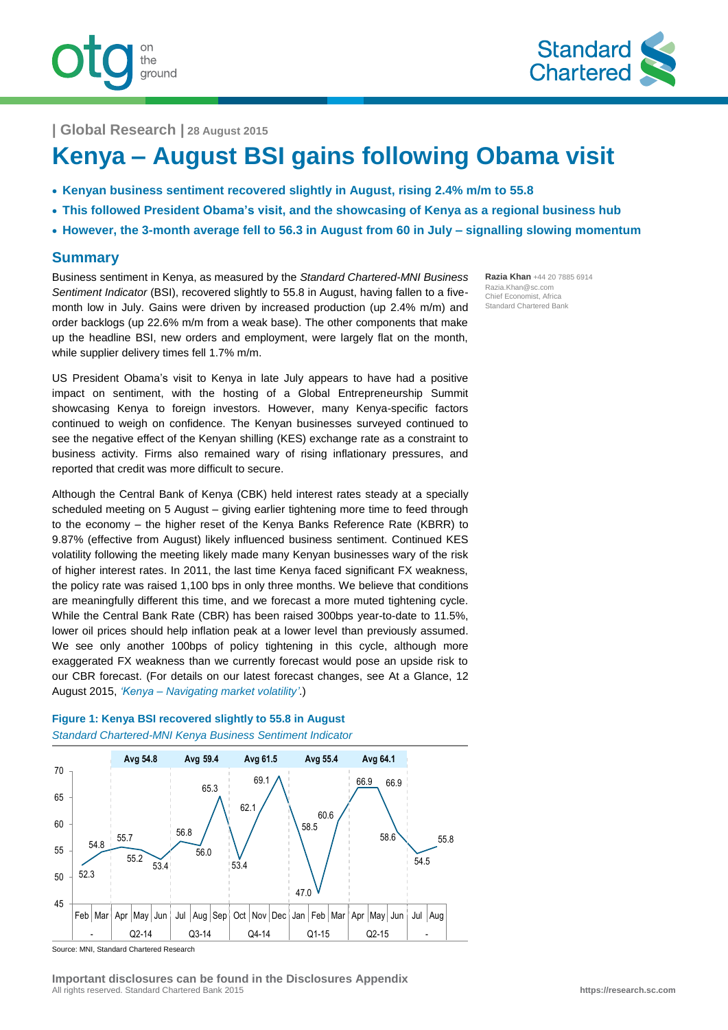| Global Research | 28 August 2015

# Kenya – August BSI gains following Obama visit

- **Kenyan business sentiment recovered slightly in August, rising 2.4% m/m to 55.8**
- **This followed President Obama's visit, and the showcasing of Kenya as a regional business hub**
- **However, the 3-month average fell to 56.3 in August from 60 in July – signalling slowing momentum**

## Summary

**Razia Khan** +44 20 7885 6914
Razia.Khan@sc.com
Chief Economist, Africa
Standard Chartered Bank

Business sentiment in Kenya, as measured by the *Standard Chartered-MNI Business Sentiment Indicator* (BSI), recovered slightly to 55.8 in August, having fallen to a five-month low in July. Gains were driven by increased production (up 2.4% m/m) and order backlogs (up 22.6% m/m from a weak base). The other components that make up the headline BSI, new orders and employment, were largely flat on the month, while supplier delivery times fell 1.7% m/m.

US President Obama's visit to Kenya in late July appears to have had a positive impact on sentiment, with the hosting of a Global Entrepreneurship Summit showcasing Kenya to foreign investors. However, many Kenya-specific factors continued to weigh on confidence. The Kenyan businesses surveyed continued to see the negative effect of the Kenyan shilling (KES) exchange rate as a constraint to business activity. Firms also remained wary of rising inflationary pressures, and reported that credit was more difficult to secure.

Although the Central Bank of Kenya (CBK) held interest rates steady at a specially scheduled meeting on 5 August – giving earlier tightening more time to feed through to the economy – the higher reset of the Kenya Banks Reference Rate (KBRR) to 9.87% (effective from August) likely influenced business sentiment. Continued KES volatility following the meeting likely made many Kenyan businesses wary of the risk of higher interest rates. In 2011, the last time Kenya faced significant FX weakness, the policy rate was raised 1,100 bps in only three months. We believe that conditions are meaningfully different this time, and we forecast a more muted tightening cycle. While the Central Bank Rate (CBR) has been raised 300bps year-to-date to 11.5%, lower oil prices should help inflation peak at a lower level than previously assumed. We see only another 100bps of policy tightening in this cycle, although more exaggerated FX weakness than we currently forecast would pose an upside risk to our CBR forecast. (For details on our latest forecast changes, see At a Glance, 12 August 2015, *'Kenya – Navigating market volatility'*.)

**Figure 1: Kenya BSI recovered slightly to 55.8 in August**

*Standard Chartered-MNI Kenya Business Sentiment Indicator*

| Quarter | - | | Q2-14 | | | Q3-14 | | | Q4-14 | | | Q1-15 | | | Q2-15 | | | - | |
|---|---|---|---|---|---|---|---|---|---|---|---|---|---|---|---|---|---|---|---|
| Quarterly avg | | | Avg 54.8 | | | Avg 59.4 | | | Avg 61.5 | | | Avg 55.4 | | | Avg 64.1 | | | | |
| Month | Feb | Mar | Apr | May | Jun | Jul | Aug | Sep | Oct | Nov | Dec | Jan | Feb | Mar | Apr | May | Jun | Jul | Aug |
| BSI | 52.3 | 54.8 | 55.7 | 55.2 | 53.4 | 56.8 | 56.0 | 65.3 | 53.4 | 62.1 | 69.1 | 58.5 | 47.0 | 60.6 | 66.9 | 66.9 | 58.6 | 54.5 | 55.8 |

Source: MNI, Standard Chartered Research

**Important disclosures can be found in the Disclosures Appendix**
All rights reserved. Standard Chartered Bank 2015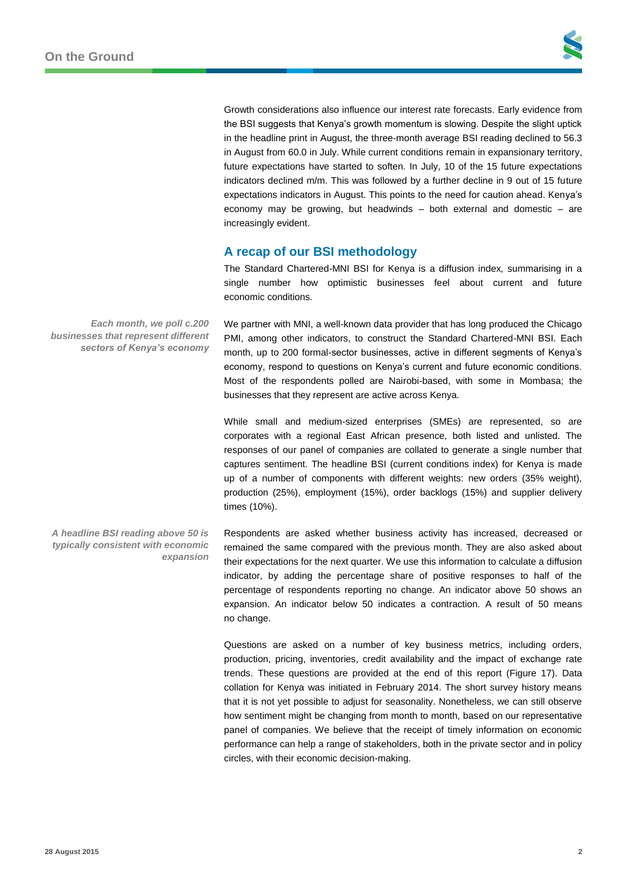Growth considerations also influence our interest rate forecasts. Early evidence from the BSI suggests that Kenya's growth momentum is slowing. Despite the slight uptick in the headline print in August, the three-month average BSI reading declined to 56.3 in August from 60.0 in July. While current conditions remain in expansionary territory, future expectations have started to soften. In July, 10 of the 15 future expectations indicators declined m/m. This was followed by a further decline in 9 out of 15 future expectations indicators in August. This points to the need for caution ahead. Kenya's economy may be growing, but headwinds – both external and domestic – are increasingly evident.

## A recap of our BSI methodology

The Standard Chartered-MNI BSI for Kenya is a diffusion index, summarising in a single number how optimistic businesses feel about current and future economic conditions.

*Each month, we poll c.200 businesses that represent different sectors of Kenya's economy*

We partner with MNI, a well-known data provider that has long produced the Chicago PMI, among other indicators, to construct the Standard Chartered-MNI BSI. Each month, up to 200 formal-sector businesses, active in different segments of Kenya's economy, respond to questions on Kenya's current and future economic conditions. Most of the respondents polled are Nairobi-based, with some in Mombasa; the businesses that they represent are active across Kenya.

While small and medium-sized enterprises (SMEs) are represented, so are corporates with a regional East African presence, both listed and unlisted. The responses of our panel of companies are collated to generate a single number that captures sentiment. The headline BSI (current conditions index) for Kenya is made up of a number of components with different weights: new orders (35% weight), production (25%), employment (15%), order backlogs (15%) and supplier delivery times (10%).

*A headline BSI reading above 50 is typically consistent with economic expansion*

Respondents are asked whether business activity has increased, decreased or remained the same compared with the previous month. They are also asked about their expectations for the next quarter. We use this information to calculate a diffusion indicator, by adding the percentage share of positive responses to half of the percentage of respondents reporting no change. An indicator above 50 shows an expansion. An indicator below 50 indicates a contraction. A result of 50 means no change.

Questions are asked on a number of key business metrics, including orders, production, pricing, inventories, credit availability and the impact of exchange rate trends. These questions are provided at the end of this report (Figure 17). Data collation for Kenya was initiated in February 2014. The short survey history means that it is not yet possible to adjust for seasonality. Nonetheless, we can still observe how sentiment might be changing from month to month, based on our representative panel of companies. We believe that the receipt of timely information on economic performance can help a range of stakeholders, both in the private sector and in policy circles, with their economic decision-making.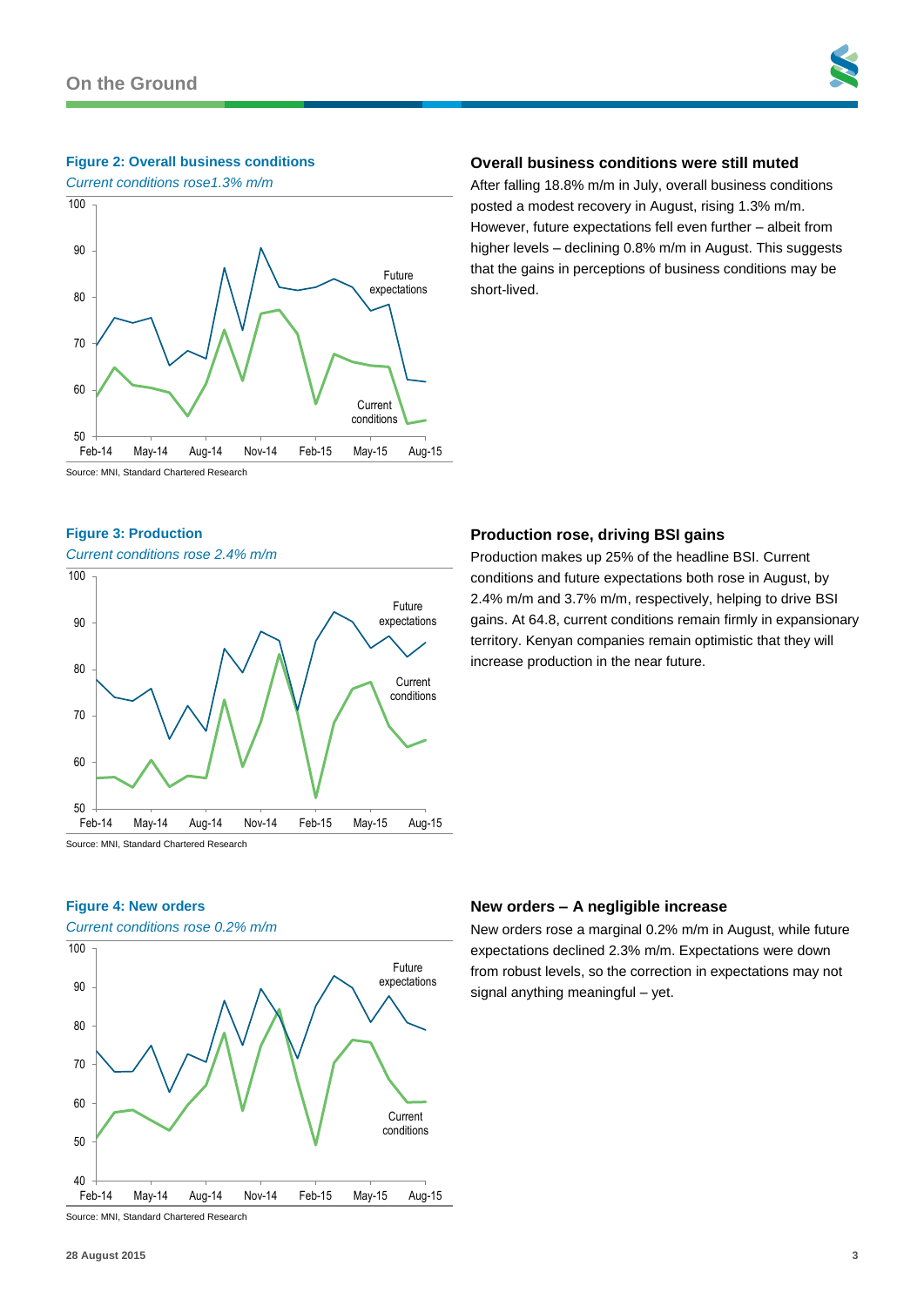## Overall business conditions were still muted

After falling 18.8% m/m in July, overall business conditions posted a modest recovery in August, rising 1.3% m/m. However, future expectations fell even further – albeit from higher levels – declining 0.8% m/m in August. This suggests that the gains in perceptions of business conditions may be short-lived.

**Figure 2: Overall business conditions**

*Current conditions rose1.3% m/m*

Source: MNI, Standard Chartered Research

## Production rose, driving BSI gains

Production makes up 25% of the headline BSI. Current conditions and future expectations both rose in August, by 2.4% m/m and 3.7% m/m, respectively, helping to drive BSI gains. At 64.8, current conditions remain firmly in expansionary territory. Kenyan companies remain optimistic that they will increase production in the near future.

**Figure 3: Production**

*Current conditions rose 2.4% m/m*

Source: MNI, Standard Chartered Research

## New orders – A negligible increase

New orders rose a marginal 0.2% m/m in August, while future expectations declined 2.3% m/m. Expectations were down from robust levels, so the correction in expectations may not signal anything meaningful – yet.

**Figure 4: New orders**

*Current conditions rose 0.2% m/m*

Source: MNI, Standard Chartered Research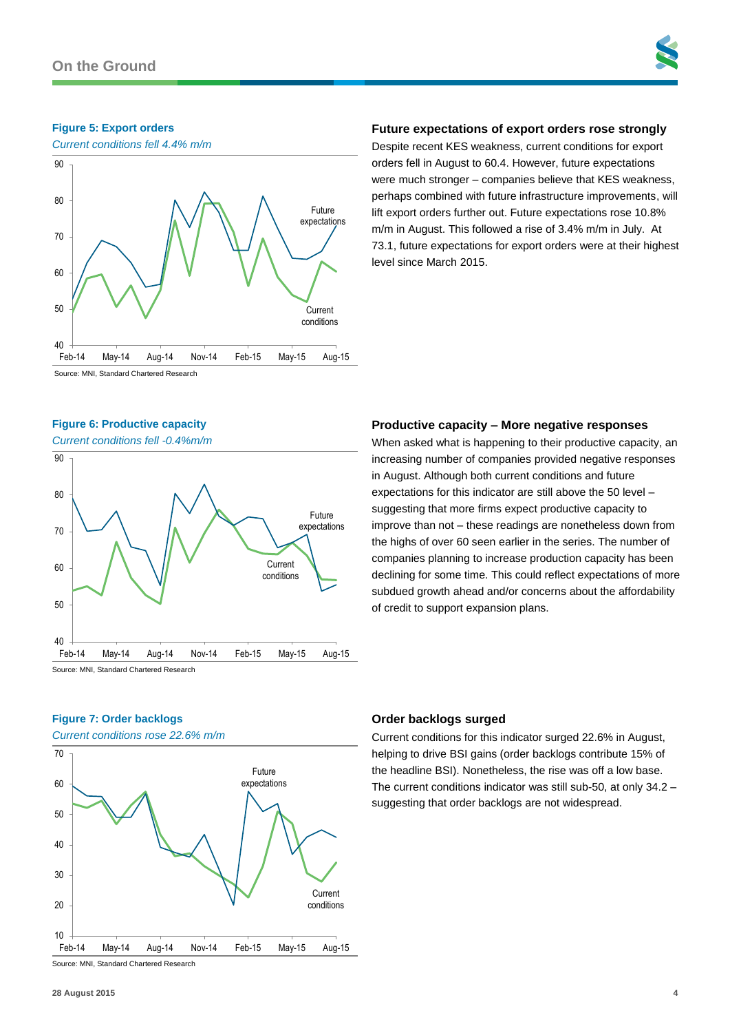#### Figure 5: Export orders

*Current conditions fell 4.4% m/m*

Source: MNI, Standard Chartered Research

### Future expectations of export orders rose strongly

Despite recent KES weakness, current conditions for export orders fell in August to 60.4. However, future expectations were much stronger – companies believe that KES weakness, perhaps combined with future infrastructure improvements, will lift export orders further out. Future expectations rose 10.8% m/m in August. This followed a rise of 3.4% m/m in July. At 73.1, future expectations for export orders were at their highest level since March 2015.

#### Figure 6: Productive capacity

*Current conditions fell -0.4%m/m*

Source: MNI, Standard Chartered Research

### Productive capacity – More negative responses

When asked what is happening to their productive capacity, an increasing number of companies provided negative responses in August. Although both current conditions and future expectations for this indicator are still above the 50 level – suggesting that more firms expect productive capacity to improve than not – these readings are nonetheless down from the highs of over 60 seen earlier in the series. The number of companies planning to increase production capacity has been declining for some time. This could reflect expectations of more subdued growth ahead and/or concerns about the affordability of credit to support expansion plans.

#### Figure 7: Order backlogs

*Current conditions rose 22.6% m/m*

Source: MNI, Standard Chartered Research

### Order backlogs surged

Current conditions for this indicator surged 22.6% in August, helping to drive BSI gains (order backlogs contribute 15% of the headline BSI). Nonetheless, the rise was off a low base. The current conditions indicator was still sub-50, at only 34.2 – suggesting that order backlogs are not widespread.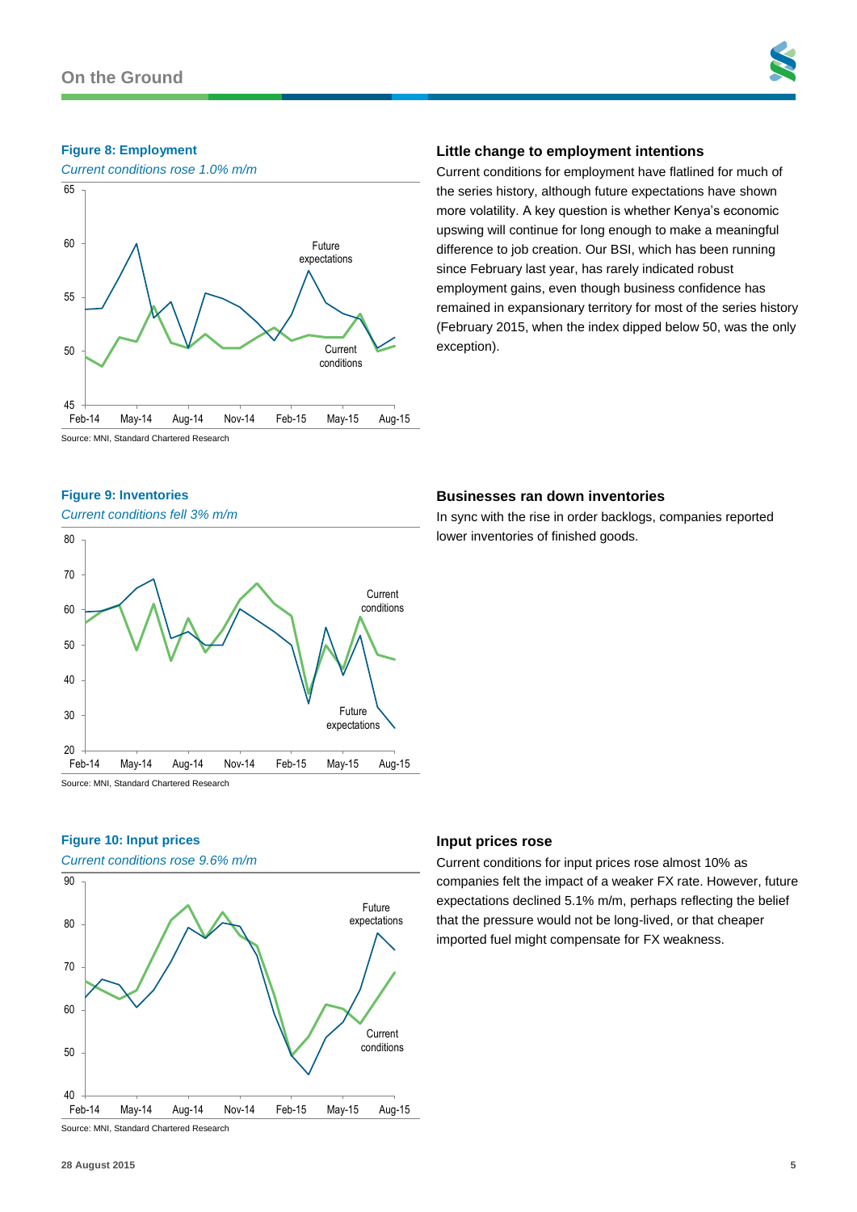**Figure 8: Employment**

*Current conditions rose 1.0% m/m*

Source: MNI, Standard Chartered Research

### Little change to employment intentions

Current conditions for employment have flatlined for much of the series history, although future expectations have shown more volatility. A key question is whether Kenya's economic upswing will continue for long enough to make a meaningful difference to job creation. Our BSI, which has been running since February last year, has rarely indicated robust employment gains, even though business confidence has remained in expansionary territory for most of the series history (February 2015, when the index dipped below 50, was the only exception).

**Figure 9: Inventories**

*Current conditions fell 3% m/m*

Source: MNI, Standard Chartered Research

### Businesses ran down inventories

In sync with the rise in order backlogs, companies reported lower inventories of finished goods.

**Figure 10: Input prices**

*Current conditions rose 9.6% m/m*

Source: MNI, Standard Chartered Research

### Input prices rose

Current conditions for input prices rose almost 10% as companies felt the impact of a weaker FX rate. However, future expectations declined 5.1% m/m, perhaps reflecting the belief that the pressure would not be long-lived, or that cheaper imported fuel might compensate for FX weakness.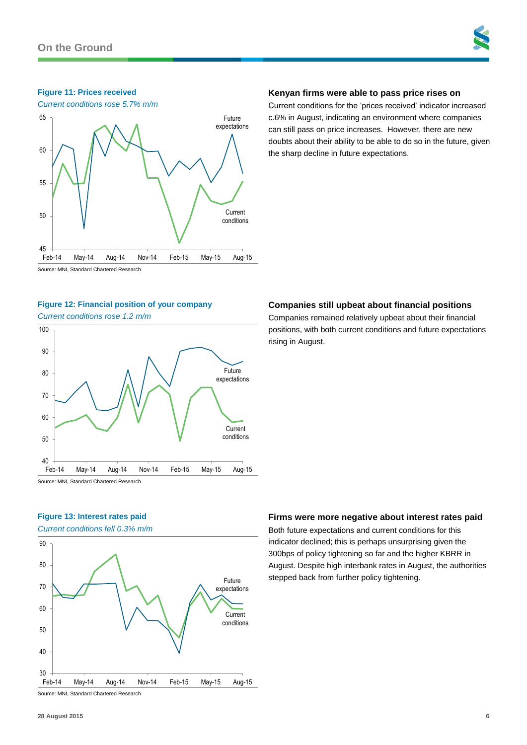### Figure 11: Prices received

*Current conditions rose 5.7% m/m*

Source: MNI, Standard Chartered Research

### Kenyan firms were able to pass price rises on

Current conditions for the 'prices received' indicator increased c.6% in August, indicating an environment where companies can still pass on price increases. However, there are new doubts about their ability to be able to do so in the future, given the sharp decline in future expectations.

### Figure 12: Financial position of your company

*Current conditions rose 1.2 m/m*

Source: MNI, Standard Chartered Research

### Companies still upbeat about financial positions

Companies remained relatively upbeat about their financial positions, with both current conditions and future expectations rising in August.

### Figure 13: Interest rates paid

*Current conditions fell 0.3% m/m*

Source: MNI, Standard Chartered Research

### Firms were more negative about interest rates paid

Both future expectations and current conditions for this indicator declined; this is perhaps unsurprising given the 300bps of policy tightening so far and the higher KBRR in August. Despite high interbank rates in August, the authorities stepped back from further policy tightening.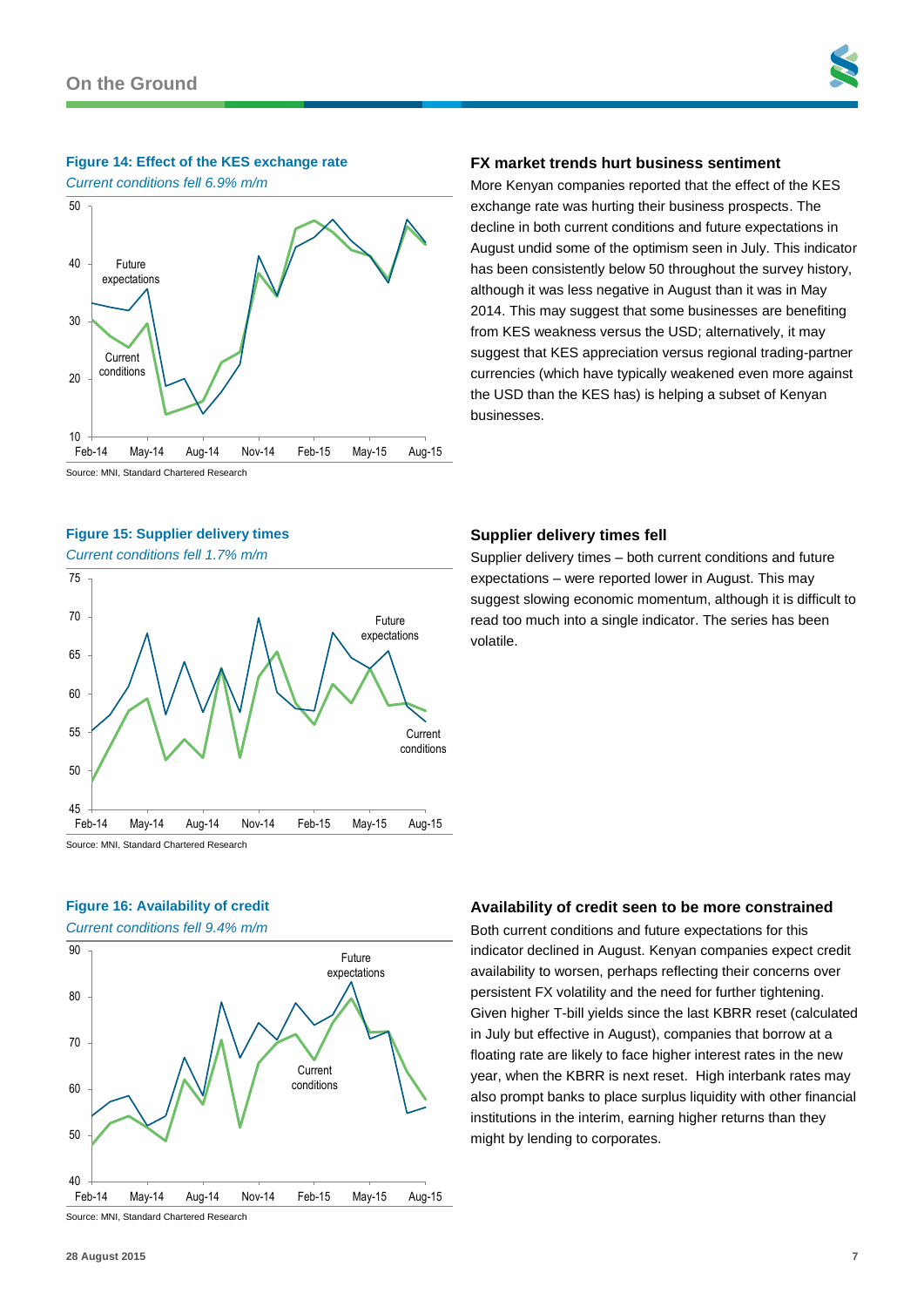**Figure 14: Effect of the KES exchange rate**

*Current conditions fell 6.9% m/m*

Source: MNI, Standard Chartered Research

## FX market trends hurt business sentiment

More Kenyan companies reported that the effect of the KES exchange rate was hurting their business prospects. The decline in both current conditions and future expectations in August undid some of the optimism seen in July. This indicator has been consistently below 50 throughout the survey history, although it was less negative in August than it was in May 2014. This may suggest that some businesses are benefiting from KES weakness versus the USD; alternatively, it may suggest that KES appreciation versus regional trading-partner currencies (which have typically weakened even more against the USD than the KES has) is helping a subset of Kenyan businesses.

**Figure 15: Supplier delivery times**

*Current conditions fell 1.7% m/m*

Source: MNI, Standard Chartered Research

## Supplier delivery times fell

Supplier delivery times – both current conditions and future expectations – were reported lower in August. This may suggest slowing economic momentum, although it is difficult to read too much into a single indicator. The series has been volatile.

**Figure 16: Availability of credit**

*Current conditions fell 9.4% m/m*

Source: MNI, Standard Chartered Research

## Availability of credit seen to be more constrained

Both current conditions and future expectations for this indicator declined in August. Kenyan companies expect credit availability to worsen, perhaps reflecting their concerns over persistent FX volatility and the need for further tightening. Given higher T-bill yields since the last KBRR reset (calculated in July but effective in August), companies that borrow at a floating rate are likely to face higher interest rates in the new year, when the KBRR is next reset. High interbank rates may also prompt banks to place surplus liquidity with other financial institutions in the interim, earning higher returns than they might by lending to corporates.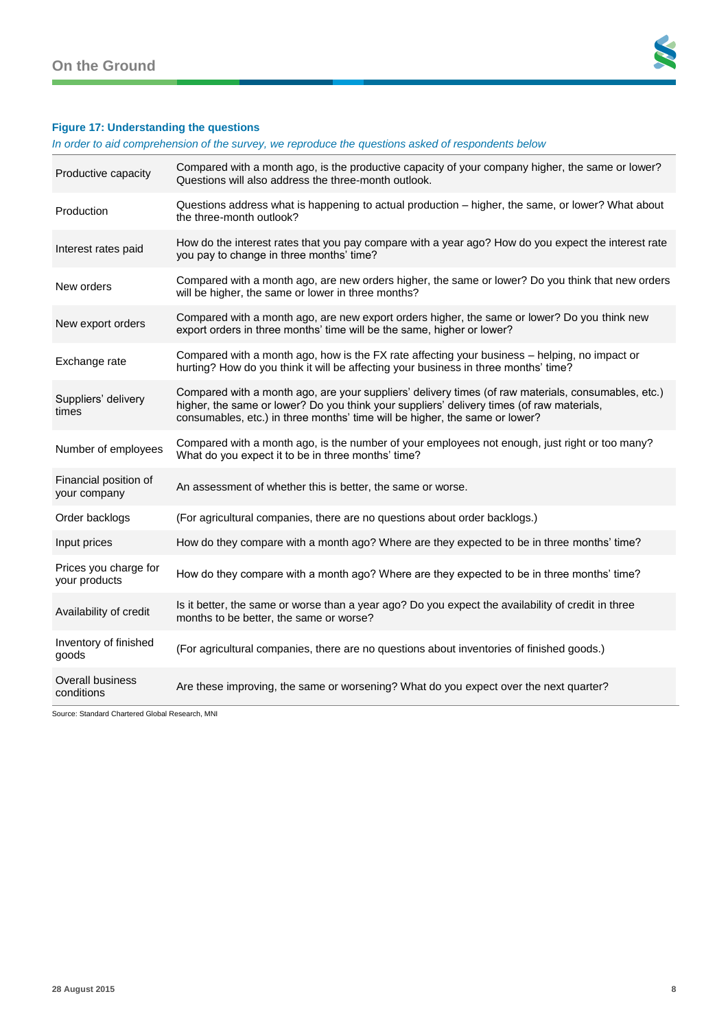**Figure 17: Understanding the questions**

*In order to aid comprehension of the survey, we reproduce the questions asked of respondents below*

| | |
|---|---|
| Productive capacity | Compared with a month ago, is the productive capacity of your company higher, the same or lower? Questions will also address the three-month outlook. |
| Production | Questions address what is happening to actual production – higher, the same, or lower? What about the three-month outlook? |
| Interest rates paid | How do the interest rates that you pay compare with a year ago? How do you expect the interest rate you pay to change in three months' time? |
| New orders | Compared with a month ago, are new orders higher, the same or lower? Do you think that new orders will be higher, the same or lower in three months? |
| New export orders | Compared with a month ago, are new export orders higher, the same or lower? Do you think new export orders in three months' time will be the same, higher or lower? |
| Exchange rate | Compared with a month ago, how is the FX rate affecting your business – helping, no impact or hurting? How do you think it will be affecting your business in three months' time? |
| Suppliers' delivery times | Compared with a month ago, are your suppliers' delivery times (of raw materials, consumables, etc.) higher, the same or lower? Do you think your suppliers' delivery times (of raw materials, consumables, etc.) in three months' time will be higher, the same or lower? |
| Number of employees | Compared with a month ago, is the number of your employees not enough, just right or too many? What do you expect it to be in three months' time? |
| Financial position of your company | An assessment of whether this is better, the same or worse. |
| Order backlogs | (For agricultural companies, there are no questions about order backlogs.) |
| Input prices | How do they compare with a month ago? Where are they expected to be in three months' time? |
| Prices you charge for your products | How do they compare with a month ago? Where are they expected to be in three months' time? |
| Availability of credit | Is it better, the same or worse than a year ago? Do you expect the availability of credit in three months to be better, the same or worse? |
| Inventory of finished goods | (For agricultural companies, there are no questions about inventories of finished goods.) |
| Overall business conditions | Are these improving, the same or worsening? What do you expect over the next quarter? |

Source: Standard Chartered Global Research, MNI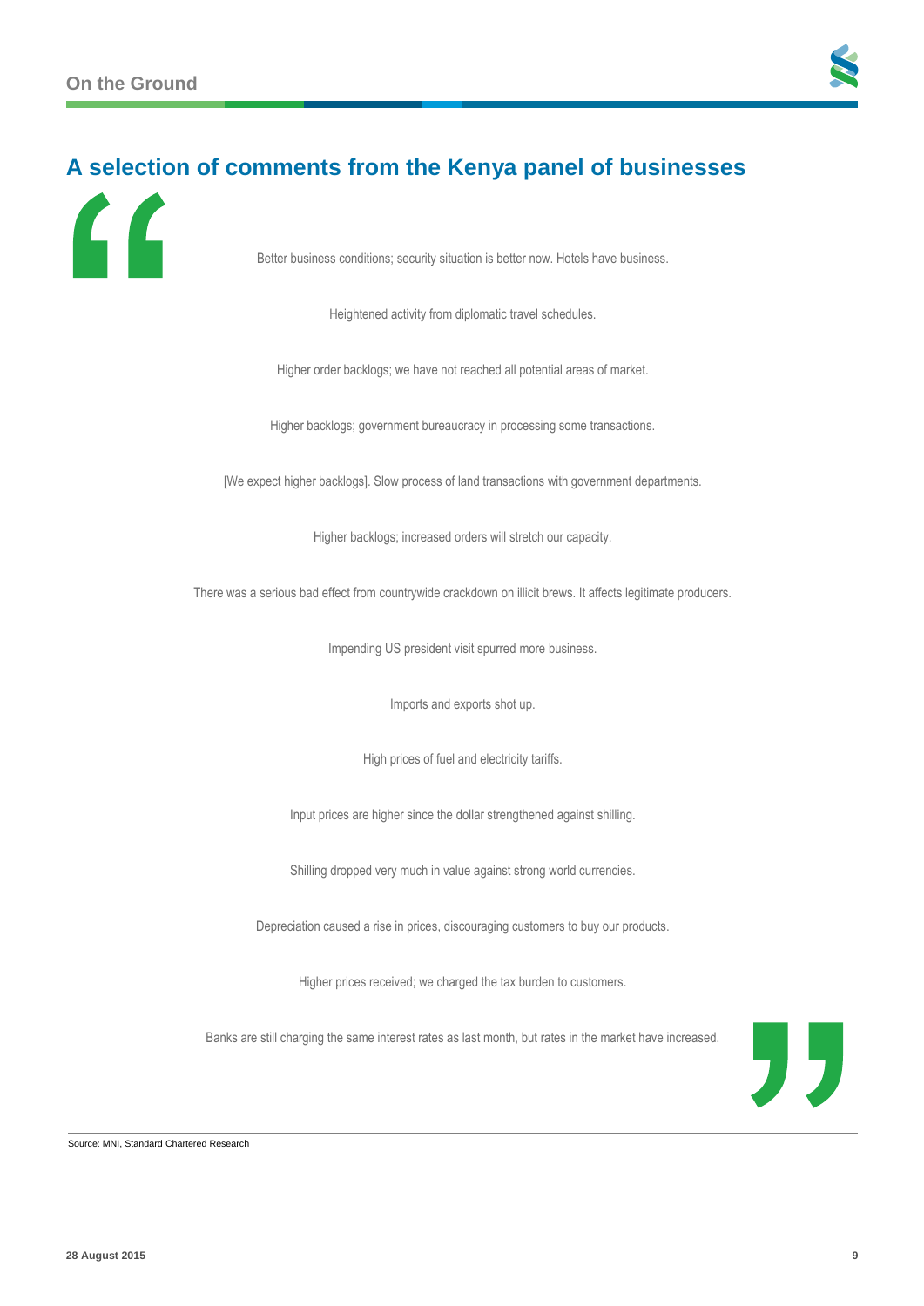## A selection of comments from the Kenya panel of businesses

Better business conditions; security situation is better now. Hotels have business.

Heightened activity from diplomatic travel schedules.

Higher order backlogs; we have not reached all potential areas of market.

Higher backlogs; government bureaucracy in processing some transactions.

[We expect higher backlogs]. Slow process of land transactions with government departments.

Higher backlogs; increased orders will stretch our capacity.

There was a serious bad effect from countrywide crackdown on illicit brews. It affects legitimate producers.

Impending US president visit spurred more business.

Imports and exports shot up.

High prices of fuel and electricity tariffs.

Input prices are higher since the dollar strengthened against shilling.

Shilling dropped very much in value against strong world currencies.

Depreciation caused a rise in prices, discouraging customers to buy our products.

Higher prices received; we charged the tax burden to customers.

Banks are still charging the same interest rates as last month, but rates in the market have increased.

Source: MNI, Standard Chartered Research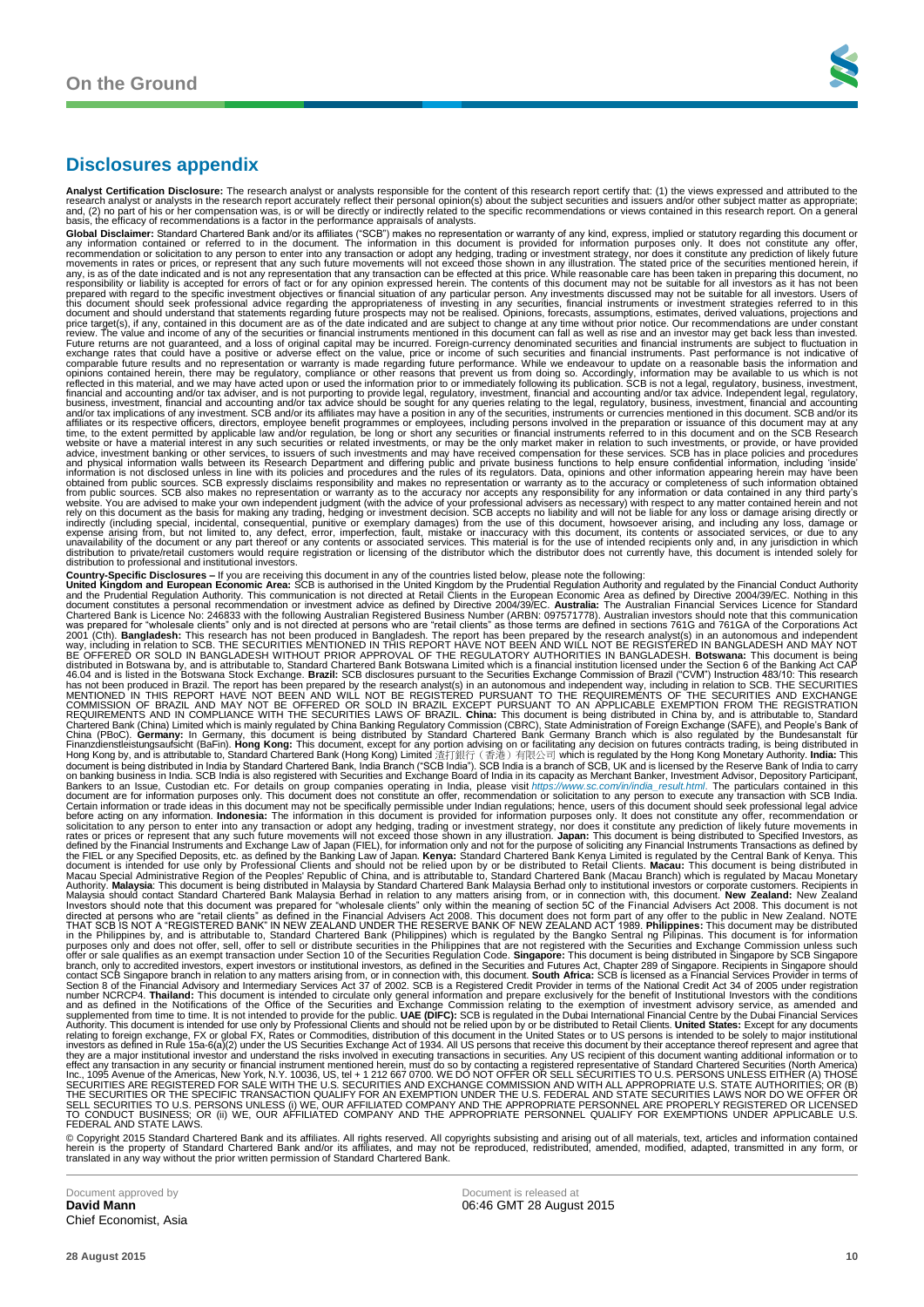## Disclosures appendix

**Analyst Certification Disclosure:** The research analyst or analysts responsible for the content of this research report certify that: (1) the views expressed and attributed to the research analyst or analysts in the research report accurately reflect their personal opinion(s) about the subject securities and issuers and/or other subject matter as appropriate; and, (2) no part of his or her compensation was, is or will be directly or indirectly related to the specific recommendations or views contained in this research report. On a general basis, the efficacy of recommendations is a factor in the performance appraisals of analysts.

**Global Disclaimer:** Standard Chartered Bank and/or its affiliates ("SCB") makes no representation or warranty of any kind, express, implied or statutory regarding this document or any information contained or referred to in the document. The information in this document is provided for information purposes only. It does not constitute any offer, recommendation or solicitation to any person to enter into any transaction or adopt any hedging, trading or investment strategy, nor does it constitute any prediction of likely future movements in rates or prices, or represent that any such future movements will not exceed those shown in any illustration. The stated price of the securities mentioned herein, if any, is as of the date indicated and is not any representation that any transaction can be effected at this price. While reasonable care has been taken in preparing this document, no responsibility or liability is accepted for errors of fact or for any opinion expressed herein. The contents of this document may not be suitable for all investors as it has not been prepared with regard to the specific investment objectives or financial situation of any particular person. Any investments discussed may not be suitable for all investors. Users of this document should seek professional advice regarding the appropriateness of investing in any securities, financial instruments or investment strategies referred to in this document and should understand that statements regarding future prospects may not be realised. Opinions, forecasts, assumptions, estimates, derived valuations, projections and price target(s), if any, contained in this document are as of the date indicated and are subject to change at any time without prior notice. Our recommendations are under constant review. The value and income of any of the securities or financial instruments mentioned in this document can fall as well as rise and an investor may get back less than invested. Future returns are not guaranteed, and a loss of original capital may be incurred. Foreign-currency denominated securities and financial instruments are subject to fluctuation in exchange rates that could have a positive or adverse effect on the value, price or income of such securities and financial instruments. Past performance is not indicative of comparable future results and no representation or warranty is made regarding future performance. While we endeavour to update on a reasonable basis the information and opinions contained herein, there may be regulatory, compliance or other reasons that prevent us from doing so. Accordingly, information may be available to us which is not reflected in this material, and we may have acted upon or used the information prior to or immediately following its publication. SCB is not a legal, regulatory, business, investment, financial and accounting and/or tax adviser, and is not purporting to provide legal, regulatory, investment, financial and accounting and/or tax advice. Independent legal, regulatory, business, investment, financial and accounting and/or tax advice should be sought for any queries relating to the legal, regulatory, business, investment, financial and accounting and/or tax implications of any investment. SCB and/or its affiliates may have a position in any of the securities, instruments or currencies mentioned in this document. SCB and/or its affiliates or its respective officers, directors, employee benefit programmes or employees, including persons involved in the preparation or issuance of this document may at any time, to the extent permitted by applicable law and/or regulation, be long or short any securities or financial instruments referred to in this document and on the SCB Research website or have a material interest in any such securities or related investments, or may be the only market maker in relation to such investments, or provide, or have provided advice, investment banking or other services, to issuers of such investments and may have received compensation for these services. SCB has in place policies and procedures and physical information walls between its Research Department and differing public and private business functions to help ensure confidential information, including 'inside' information is not disclosed unless in line with its policies and procedures and the rules of its regulators. Data, opinions and other information appearing herein may have been obtained from public sources. SCB expressly disclaims responsibility and makes no representation or warranty as to the accuracy or completeness of such information obtained from public sources. SCB also makes no representation or warranty as to the accuracy nor accepts any responsibility for any information or data contained in any third party's website. You are advised to make your own independent judgment (with the advice of your professional advisers as necessary) with respect to any matter contained herein and not rely on this document as the basis for making any trading, hedging or investment decision. SCB accepts no liability and will not be liable for any loss or damage arising directly or indirectly (including special, incidental, consequential, punitive or exemplary damages) from the use of this document, howsoever arising, and including any loss, damage or expense arising from, but not limited to, any defect, error, imperfection, fault, mistake or inaccuracy with this document, its contents or associated services, or due to any unavailability of the document or any part thereof or any contents or associated services. This material is for the use of intended recipients only and, in any jurisdiction in which distribution to private/retail customers would require registration or licensing of the distributor which the distributor does not currently have, this document is intended solely for distribution to professional and institutional investors.

**Country-Specific Disclosures –** If you are receiving this document in any of the countries listed below, please note the following:
**United Kingdom and European Economic Area:** SCB is authorised in the United Kingdom by the Prudential Regulation Authority and regulated by the Financial Conduct Authority and the Prudential Regulation Authority. This communication is not directed at Retail Clients in the European Economic Area as defined by Directive 2004/39/EC. Nothing in this document constitutes a personal recommendation or investment advice as defined by Directive 2004/39/EC. **Australia:** The Australian Financial Services Licence for Standard Chartered Bank is Licence No: 246833 with the following Australian Registered Business Number (ARBN: 097571778). Australian investors should note that this communication was prepared for "wholesale clients" only and is not directed at persons who are "retail clients" as those terms are defined in sections 761G and 761GA of the Corporations Act 2001 (Cth). **Bangladesh:** This research has not been produced in Bangladesh. The report has been prepared by the research analyst(s) in an autonomous and independent way, including in relation to SCB. THE SECURITIES MENTIONED IN THIS REPORT HAVE NOT BEEN AND WILL NOT BE REGISTERED IN BANGLADESH AND MAY NOT BE OFFERED OR SOLD IN BANGLADESH WITHOUT PRIOR APPROVAL OF THE REGULATORY AUTHORITIES IN BANGLADESH. **Botswana:** This document is being distributed in Botswana by, and is attributable to, Standard Chartered Bank Botswana Limited which is a financial institution licensed under the Section 6 of the Banking Act CAP 46.04 and is listed in the Botswana Stock Exchange. **Brazil:** SCB disclosures pursuant to the Securities Exchange Commission of Brazil ("CVM") Instruction 483/10: This research has not been produced in Brazil. The report has been prepared by the research analyst(s) in an autonomous and independent way, including in relation to SCB. THE SECURITIES MENTIONED IN THIS REPORT HAVE NOT BEEN AND WILL NOT BE REGISTERED PURSUANT TO THE REQUIREMENTS OF THE SECURITIES AND EXCHANGE COMMISSION OF BRAZIL AND MAY NOT BE OFFERED OR SOLD IN BRAZIL EXCEPT PURSUANT TO AN APPLICABLE EXEMPTION FROM THE REGISTRATION REQUIREMENTS AND IN COMPLIANCE WITH THE SECURITIES LAWS OF BRAZIL. **China:** This document is being distributed in China by, and is attributable to, Standard Chartered Bank (China) Limited which is mainly regulated by China Banking Regulatory Commission (CBRC), State Administration of Foreign Exchange (SAFE), and People's Bank of China (PBoC). **Germany:** In Germany, this document is being distributed by Standard Chartered Bank Germany Branch which is also regulated by the Bundesanstalt für Finanzdienstleistungsaufsicht (BaFin). **Hong Kong:** This document, except for any portion advising on or facilitating any decision on futures contracts trading, is being distributed in Hong Kong by, and is attributable to, Standard Chartered Bank (Hong Kong) Limited 渣打銀行（香港）有限公司 which is regulated by the Hong Kong Monetary Authority. **India:** This document is being distributed in India by Standard Chartered Bank, India Branch ("SCB India"). SCB India is a branch of SCB, UK and is licensed by the Reserve Bank of India to carry on banking business in India. SCB India is also registered with Securities and Exchange Board of India in its capacity as Merchant Banker, Investment Advisor, Depository Participant, Bankers to an Issue, Custodian etc. For details on group companies operating in India, please visit *https://www.sc.com/in/india_result.html*. The particulars contained in this document are for information purposes only. This document does not constitute an offer, recommendation or solicitation to any person to execute any transaction with SCB India. Certain information or trade ideas in this document may not be specifically permissible under Indian regulations; hence, users of this document should seek professional legal advice before acting on any information. **Indonesia:** The information in this document is provided for information purposes only. It does not constitute any offer, recommendation or solicitation to any person to enter into any transaction or adopt any hedging, trading or investment strategy, nor does it constitute any prediction of likely future movements in rates or prices or represent that any such future movements will not exceed those shown in any illustration. **Japan:** This document is being distributed to Specified Investors, as defined by the Financial Instruments and Exchange Law of Japan (FIEL), for information only and not for the purpose of soliciting any Financial Instruments Transactions as defined by the FIEL or any Specified Deposits, etc. as defined by the Banking Law of Japan. **Kenya:** Standard Chartered Bank Kenya Limited is regulated by the Central Bank of Kenya. This document is intended for use only by Professional Clients and should not be relied upon by or be distributed to Retail Clients. **Macau:** This document is being distributed in Macau Special Administrative Region of the Peoples' Republic of China, and is attributable to, Standard Chartered Bank (Macau Branch) which is regulated by Macau Monetary Authority. **Malaysia**: This document is being distributed in Malaysia by Standard Chartered Bank Malaysia Berhad only to institutional investors or corporate customers. Recipients in Malaysia should contact Standard Chartered Bank Malaysia Berhad in relation to any matters arising from, or in connection with, this document. **New Zealand:** New Zealand Investors should note that this document was prepared for "wholesale clients" only within the meaning of section 5C of the Financial Advisers Act 2008. This document is not directed at persons who are "retail clients" as defined in the Financial Advisers Act 2008. This document does not form part of any offer to the public in New Zealand. NOTE THAT SCB IS NOT A "REGISTERED BANK" IN NEW ZEALAND UNDER THE RESERVE BANK OF NEW ZEALAND ACT 1989. **Philippines:** This document may be distributed in the Philippines by, and is attributable to, Standard Chartered Bank (Philippines) which is regulated by the Bangko Sentral ng Pilipinas. This document is for information purposes only and does not offer, sell, offer to sell or distribute securities in the Philippines that are not registered with the Securities and Exchange Commission unless such offer or sale qualifies as an exempt transaction under Section 10 of the Securities Regulation Code. **Singapore:** This document is being distributed in Singapore by SCB Singapore branch, only to accredited investors, expert investors or institutional investors, as defined in the Securities and Futures Act, Chapter 289 of Singapore. Recipients in Singapore should contact SCB Singapore branch in relation to any matters arising from, or in connection with, this document. **South Africa:** SCB is licensed as a Financial Services Provider in terms of Section 8 of the Financial Advisory and Intermediary Services Act 37 of 2002. SCB is a Registered Credit Provider in terms of the National Credit Act 34 of 2005 under registration number NCRCP4. **Thailand:** This document is intended to circulate only general information and prepare exclusively for the benefit of Institutional Investors with the conditions and as defined in the Notifications of the Office of the Securities and Exchange Commission relating to the exemption of investment advisory service, as amended and supplemented from time to time. It is not intended to provide for the public. **UAE (DIFC):** SCB is regulated in the Dubai International Financial Centre by the Dubai Financial Services Authority. This document is intended for use only by Professional Clients and should not be relied upon by or be distributed to Retail Clients. **United States:** Except for any documents relating to foreign exchange, FX or global FX, Rates or Commodities, distribution of this document in the United States or to US persons is intended to be solely to major institutional investors as defined in Rule 15a-6(a)(2) under the US Securities Exchange Act of 1934. All US persons that receive this document by their acceptance thereof represent and agree that they are a major institutional investor and understand the risks involved in executing transactions in securities. Any US recipient of this document wanting additional information or to effect any transaction in any security or financial instrument mentioned herein, must do so by contacting a registered representative of Standard Chartered Securities (North America) Inc., 1095 Avenue of the Americas, New York, N.Y. 10036, US, tel + 1 212 667 0700. WE DO NOT OFFER OR SELL SECURITIES TO U.S. PERSONS UNLESS EITHER (A) THOSE SECURITIES ARE REGISTERED FOR SALE WITH THE U.S. SECURITIES AND EXCHANGE COMMISSION AND WITH ALL APPROPRIATE U.S. STATE AUTHORITIES; OR (B) THE SECURITIES OR THE SPECIFIC TRANSACTION QUALIFY FOR AN EXEMPTION UNDER THE U.S. FEDERAL AND STATE SECURITIES LAWS NOR DO WE OFFER OR SELL SECURITIES TO U.S. PERSONS UNLESS (i) WE, OUR AFFILIATED COMPANY AND THE APPROPRIATE PERSONNEL ARE PROPERLY REGISTERED OR LICENSED TO CONDUCT BUSINESS; OR (ii) WE, OUR AFFILIATED COMPANY AND THE APPROPRIATE PERSONNEL QUALIFY FOR EXEMPTIONS UNDER APPLICABLE U.S. FEDERAL AND STATE LAWS.

© Copyright 2015 Standard Chartered Bank and its affiliates. All rights reserved. All copyrights subsisting and arising out of all materials, text, articles and information contained herein is the property of Standard Chartered Bank and/or its affiliates, and may not be reproduced, redistributed, amended, modified, adapted, transmitted in any form, or translated in any way without the prior written permission of Standard Chartered Bank.

Document approved by
**David Mann**
Chief Economist, Asia

Document is released at
06:46 GMT 28 August 2015